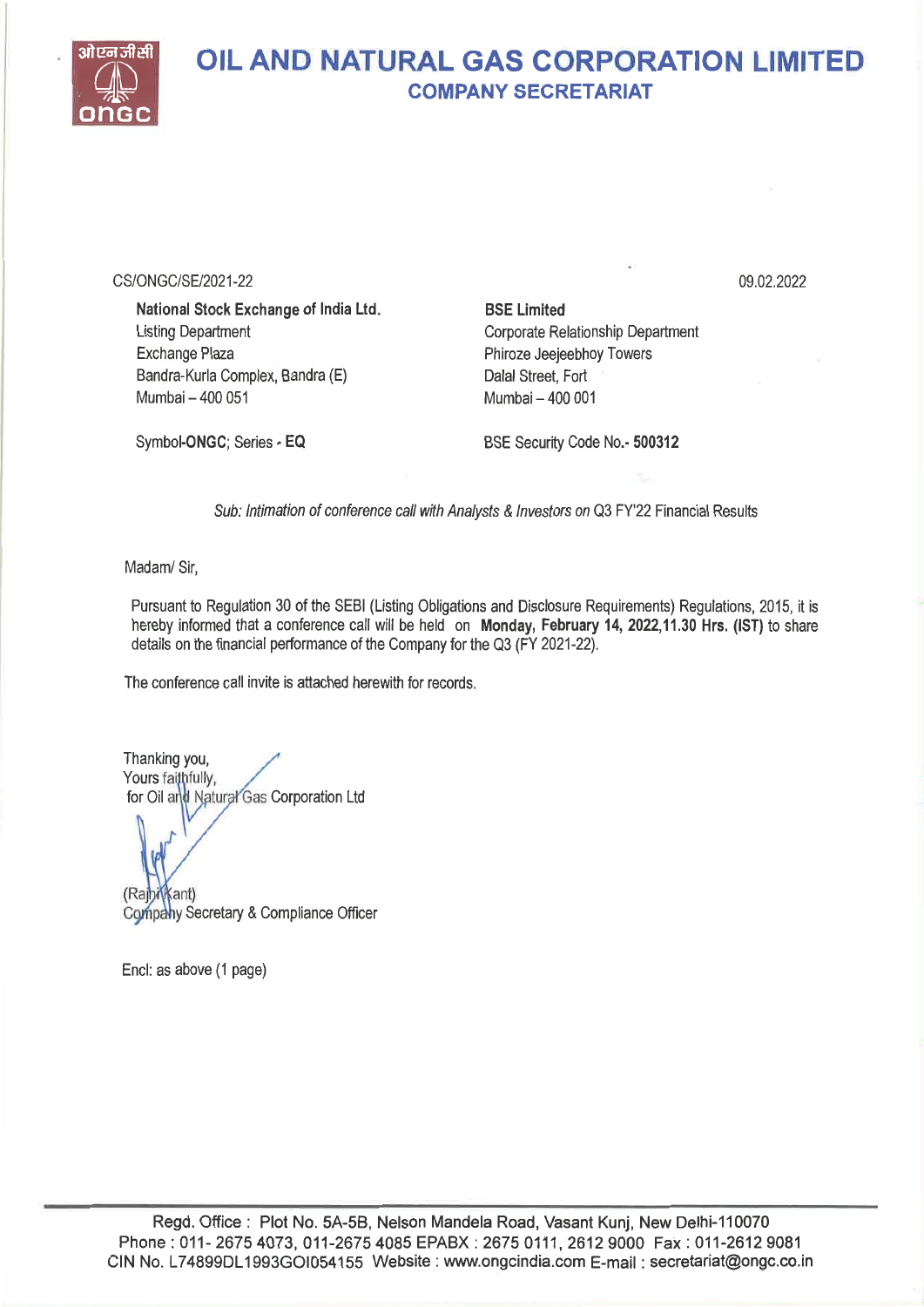# OIL AND NATURAL GAS CORPORATION LIMITED

## COMPANY SECRETARIAT

CS/ONGC/SE/2021-22

09.02.2022

**National Stock Exchange of India Ltd.**
Listing Department
Exchange Plaza
Bandra-Kurla Complex, Bandra (E)
Mumbai – 400 051

Symbol-**ONGC**; Series - **EQ**

**BSE Limited**
Corporate Relationship Department
Phiroze Jeejeebhoy Towers
Dalal Street, Fort
Mumbai – 400 001

BSE Security Code No.- **500312**

*Sub: Intimation of conference call with Analysts & Investors on* Q3 FY'22 Financial Results

Madam/ Sir,

Pursuant to Regulation 30 of the SEBI (Listing Obligations and Disclosure Requirements) Regulations, 2015, it is hereby informed that a conference call will be held on **Monday, February 14, 2022,11.30 Hrs. (IST)** to share details on the financial performance of the Company for the Q3 (FY 2021-22).

The conference call invite is attached herewith for records.

Thanking you,
Yours faithfully,
for Oil and Natural Gas Corporation Ltd

(Rajni Kant)
Company Secretary & Compliance Officer

Encl: as above (1 page)

Regd. Office : Plot No. 5A-5B, Nelson Mandela Road, Vasant Kunj, New Delhi-110070
Phone : 011- 2675 4073, 011-2675 4085 EPABX : 2675 0111, 2612 9000 Fax : 011-2612 9081
CIN No. L74899DL1993GOI054155 Website : www.ongcindia.com E-mail : secretariat@ongc.co.in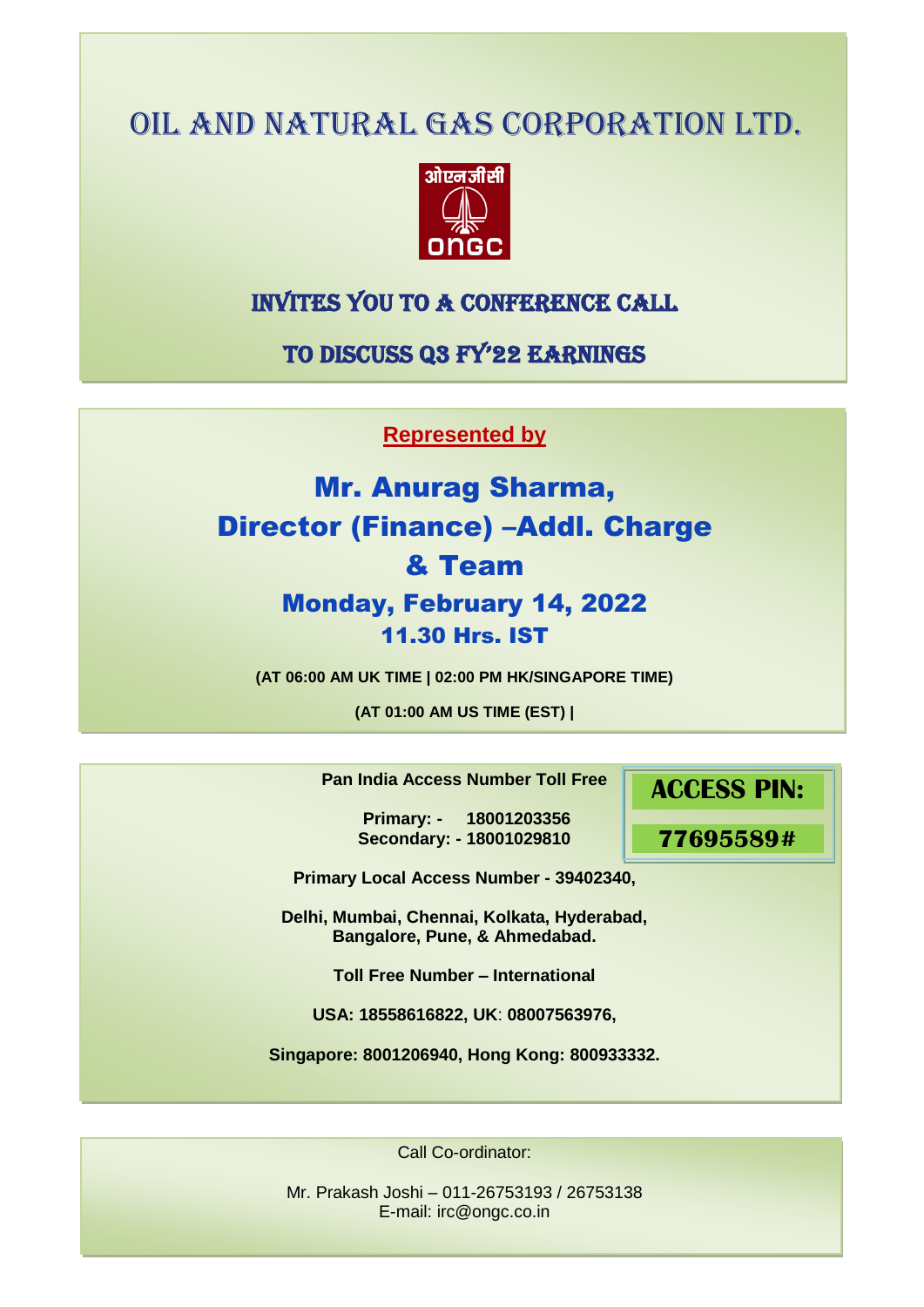# OIL AND NATURAL GAS CORPORATION LTD.

ओएनजीसी
ONGC

## INVITES YOU TO A CONFERENCE CALL

## TO DISCUSS Q3 FY'22 EARNINGS

**Represented by**

## Mr. Anurag Sharma,
## Director (Finance) –Addl. Charge
## & Team

### Monday, February 14, 2022
### 11.30 Hrs. IST

**(AT 06:00 AM UK TIME | 02:00 PM HK/SINGAPORE TIME)**

**(AT 01:00 AM US TIME (EST) |**

**Pan India Access Number Toll Free**

**Primary: - 18001203356**
**Secondary: - 18001029810**

**ACCESS PIN:**

**77695589#**

**Primary Local Access Number - 39402340,**

**Delhi, Mumbai, Chennai, Kolkata, Hyderabad, Bangalore, Pune, & Ahmedabad.**

**Toll Free Number – International**

**USA: 18558616822, UK: 08007563976,**

**Singapore: 8001206940, Hong Kong: 800933332.**

Call Co-ordinator:

Mr. Prakash Joshi – 011-26753193 / 26753138
E-mail: irc@ongc.co.in